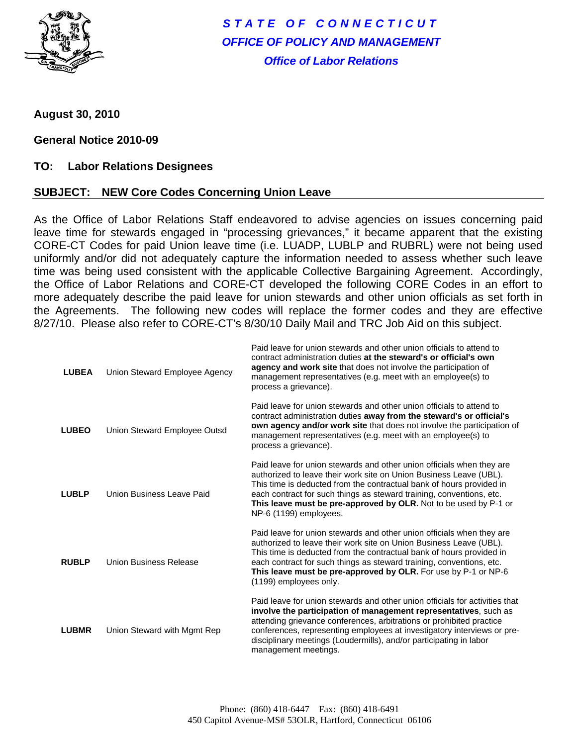# STATE OF CONNECTICUT
## OFFICE OF POLICY AND MANAGEMENT
### Office of Labor Relations

**August 30, 2010**

**General Notice 2010-09**

**TO: Labor Relations Designees**

**SUBJECT: NEW Core Codes Concerning Union Leave**

As the Office of Labor Relations Staff endeavored to advise agencies on issues concerning paid leave time for stewards engaged in "processing grievances," it became apparent that the existing CORE-CT Codes for paid Union leave time (i.e. LUADP, LUBLP and RUBRL) were not being used uniformly and/or did not adequately capture the information needed to assess whether such leave time was being used consistent with the applicable Collective Bargaining Agreement. Accordingly, the Office of Labor Relations and CORE-CT developed the following CORE Codes in an effort to more adequately describe the paid leave for union stewards and other union officials as set forth in the Agreements. The following new codes will replace the former codes and they are effective 8/27/10. Please also refer to CORE-CT's 8/30/10 Daily Mail and TRC Job Aid on this subject.

| Code | Name | Description |
|---|---|---|
| **LUBEA** | Union Steward Employee Agency | Paid leave for union stewards and other union officials to attend to contract administration duties **at the steward's or official's own agency and work site** that does not involve the participation of management representatives (e.g. meet with an employee(s) to process a grievance). |
| **LUBEO** | Union Steward Employee Outsd | Paid leave for union stewards and other union officials to attend to contract administration duties **away from the steward's or official's own agency and/or work site** that does not involve the participation of management representatives (e.g. meet with an employee(s) to process a grievance). |
| **LUBLP** | Union Business Leave Paid | Paid leave for union stewards and other union officials when they are authorized to leave their work site on Union Business Leave (UBL). This time is deducted from the contractual bank of hours provided in each contract for such things as steward training, conventions, etc. **This leave must be pre-approved by OLR.** Not to be used by P-1 or NP-6 (1199) employees. |
| **RUBLP** | Union Business Release | Paid leave for union stewards and other union officials when they are authorized to leave their work site on Union Business Leave (UBL). This time is deducted from the contractual bank of hours provided in each contract for such things as steward training, conventions, etc. **This leave must be pre-approved by OLR.** For use by P-1 or NP-6 (1199) employees only. |
| **LUBMR** | Union Steward with Mgmt Rep | Paid leave for union stewards and other union officials for activities that **involve the participation of management representatives**, such as attending grievance conferences, arbitrations or prohibited practice conferences, representing employees at investigatory interviews or pre-disciplinary meetings (Loudermills), and/or participating in labor management meetings. |

Phone: (860) 418-6447 Fax: (860) 418-6491
450 Capitol Avenue-MS# 53OLR, Hartford, Connecticut 06106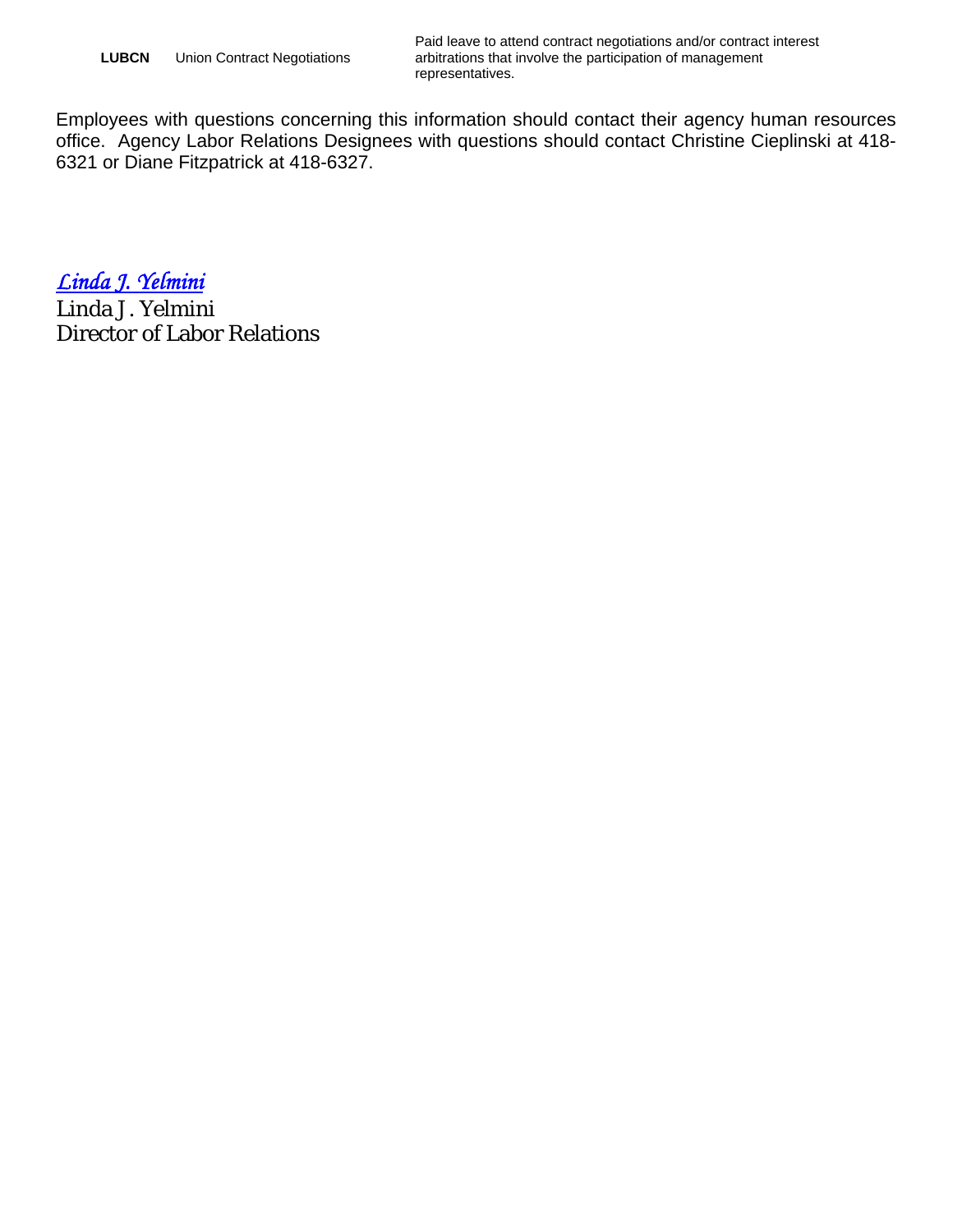| | | |
|---|---|---|
| **LUBCN** | Union Contract Negotiations | Paid leave to attend contract negotiations and/or contract interest arbitrations that involve the participation of management representatives. |

Employees with questions concerning this information should contact their agency human resources office. Agency Labor Relations Designees with questions should contact Christine Cieplinski at 418-6321 or Diane Fitzpatrick at 418-6327.

*Linda J. Yelmini*

Linda J. Yelmini
Director of Labor Relations